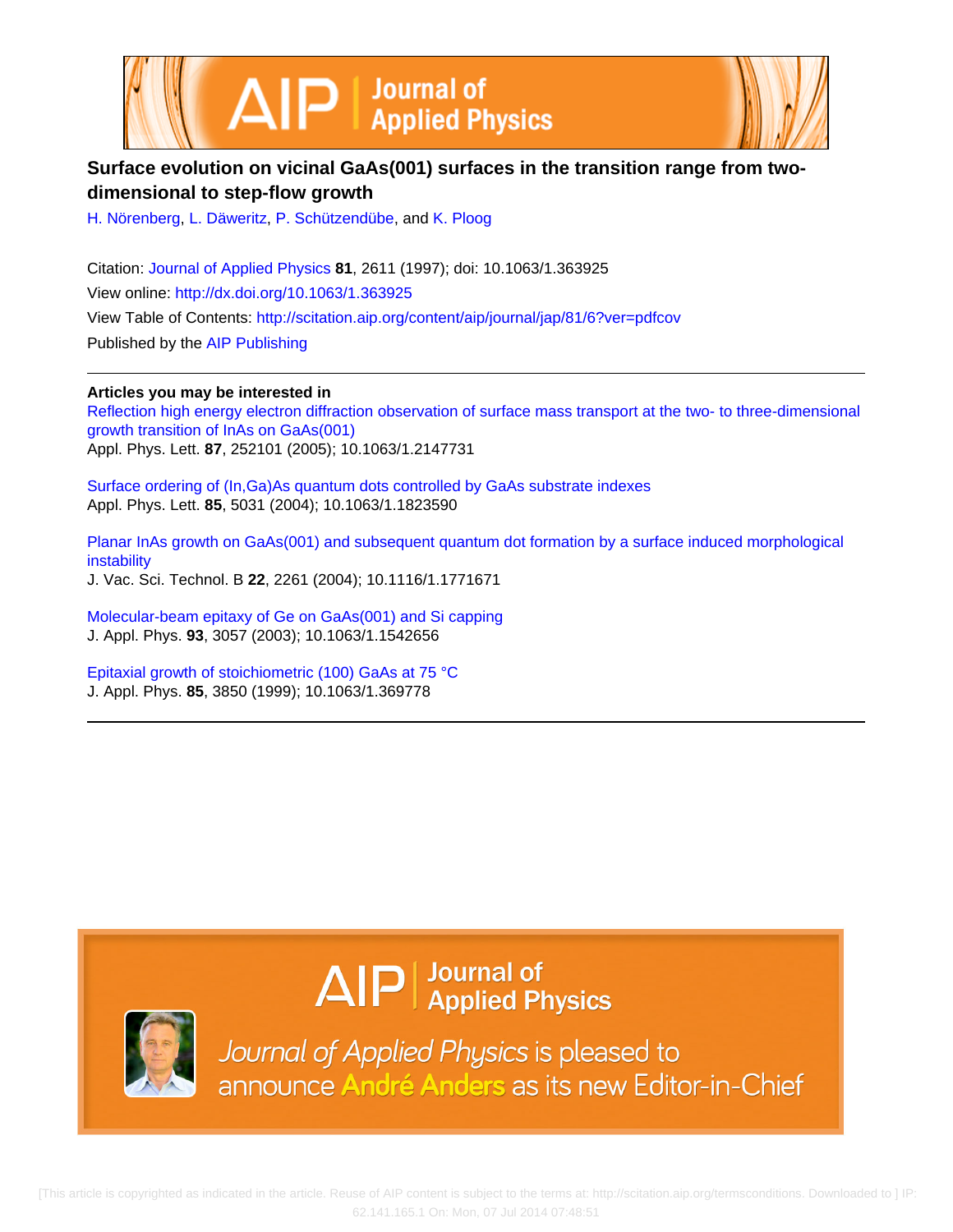# Surface evolution on vicinal GaAs(001) surfaces in the transition range from two-dimensional to step-flow growth

H. Nörenberg, L. Däweritz, P. Schützendübe, and K. Ploog

Citation: Journal of Applied Physics **81**, 2611 (1997); doi: 10.1063/1.363925
View online: http://dx.doi.org/10.1063/1.363925
View Table of Contents: http://scitation.aip.org/content/aip/journal/jap/81/6?ver=pdfcov
Published by the AIP Publishing

---

**Articles you may be interested in**

Reflection high energy electron diffraction observation of surface mass transport at the two- to three-dimensional growth transition of InAs on GaAs(001)
Appl. Phys. Lett. **87**, 252101 (2005); 10.1063/1.2147731

Surface ordering of (In,Ga)As quantum dots controlled by GaAs substrate indexes
Appl. Phys. Lett. **85**, 5031 (2004); 10.1063/1.1823590

Planar InAs growth on GaAs(001) and subsequent quantum dot formation by a surface induced morphological instability
J. Vac. Sci. Technol. B **22**, 2261 (2004); 10.1116/1.1771671

Molecular-beam epitaxy of Ge on GaAs(001) and Si capping
J. Appl. Phys. **93**, 3057 (2003); 10.1063/1.1542656

Epitaxial growth of stoichiometric (100) GaAs at 75 °C
J. Appl. Phys. **85**, 3850 (1999); 10.1063/1.369778

---

Journal of Applied Physics is pleased to announce André Anders as its new Editor-in-Chief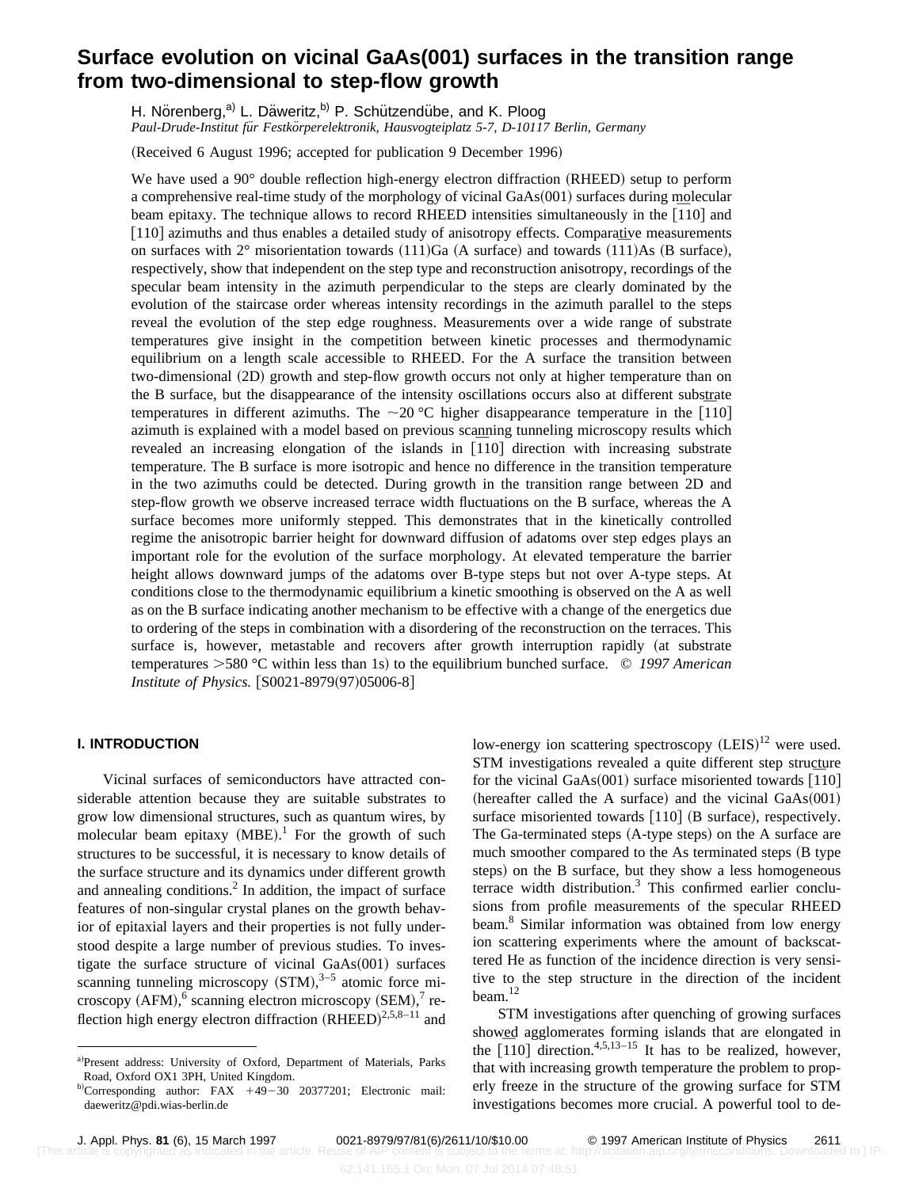# Surface evolution on vicinal GaAs(001) surfaces in the transition range from two-dimensional to step-flow growth

H. Nörenberg,[a)] L. Däweritz,[b)] P. Schützendübe, and K. Ploog
*Paul-Drude-Institut für Festkörperelektronik, Hausvogteiplatz 5-7, D-10117 Berlin, Germany*

(Received 6 August 1996; accepted for publication 9 December 1996)

We have used a 90° double reflection high-energy electron diffraction (RHEED) setup to perform a comprehensive real-time study of the morphology of vicinal GaAs(001) surfaces during molecular beam epitaxy. The technique allows to record RHEED intensities simultaneously in the [1̄10] and [110] azimuths and thus enables a detailed study of anisotropy effects. Comparative measurements on surfaces with 2° misorientation towards (111)Ga (A surface) and towards (111)As (B surface), respectively, show that independent on the step type and reconstruction anisotropy, recordings of the specular beam intensity in the azimuth perpendicular to the steps are clearly dominated by the evolution of the staircase order whereas intensity recordings in the azimuth parallel to the steps reveal the evolution of the step edge roughness. Measurements over a wide range of substrate temperatures give insight in the competition between kinetic processes and thermodynamic equilibrium on a length scale accessible to RHEED. For the A surface the transition between two-dimensional (2D) growth and step-flow growth occurs not only at higher temperature than on the B surface, but the disappearance of the intensity oscillations occurs also at different substrate temperatures in different azimuths. The ~20 °C higher disappearance temperature in the [110] azimuth is explained with a model based on previous scanning tunneling microscopy results which revealed an increasing elongation of the islands in [1̄10] direction with increasing substrate temperature. The B surface is more isotropic and hence no difference in the transition temperature in the two azimuths could be detected. During growth in the transition range between 2D and step-flow growth we observe increased terrace width fluctuations on the B surface, whereas the A surface becomes more uniformly stepped. This demonstrates that in the kinetically controlled regime the anisotropic barrier height for downward diffusion of adatoms over step edges plays an important role for the evolution of the surface morphology. At elevated temperature the barrier height allows downward jumps of the adatoms over B-type steps but not over A-type steps. At conditions close to the thermodynamic equilibrium a kinetic smoothing is observed on the A as well as on the B surface indicating another mechanism to be effective with a change of the energetics due to ordering of the steps in combination with a disordering of the reconstruction on the terraces. This surface is, however, metastable and recovers after growth interruption rapidly (at substrate temperatures >580 °C within less than 1s) to the equilibrium bunched surface. © *1997 American Institute of Physics.* [S0021-8979(97)05006-8]

## I. INTRODUCTION

Vicinal surfaces of semiconductors have attracted considerable attention because they are suitable substrates to grow low dimensional structures, such as quantum wires, by molecular beam epitaxy (MBE).[1] For the growth of such structures to be successful, it is necessary to know details of the surface structure and its dynamics under different growth and annealing conditions.[2] In addition, the impact of surface features of non-singular crystal planes on the growth behavior of epitaxial layers and their properties is not fully understood despite a large number of previous studies. To investigate the surface structure of vicinal GaAs(001) surfaces scanning tunneling microscopy (STM),[3–5] atomic force microscopy (AFM),[6] scanning electron microscopy (SEM),[7] reflection high energy electron diffraction (RHEED)[2,5,8–11] and low-energy ion scattering spectroscopy (LEIS)[12] were used. STM investigations revealed a quite different step structure for the vicinal GaAs(001) surface misoriented towards [1̄10] (hereafter called the A surface) and the vicinal GaAs(001) surface misoriented towards [110] (B surface), respectively. The Ga-terminated steps (A-type steps) on the A surface are much smoother compared to the As terminated steps (B type steps) on the B surface, but they show a less homogeneous terrace width distribution.[3] This confirmed earlier conclusions from profile measurements of the specular RHEED beam.[8] Similar information was obtained from low energy ion scattering experiments where the amount of backscattered He as function of the incidence direction is very sensitive to the step structure in the direction of the incident beam.[12]

STM investigations after quenching of growing surfaces showed agglomerates forming islands that are elongated in the [1̄10] direction.[4,5,13–15] It has to be realized, however, that with increasing growth temperature the problem to properly freeze in the structure of the growing surface for STM investigations becomes more crucial. A powerful tool to de-

---

[a)]Present address: University of Oxford, Department of Materials, Parks Road, Oxford OX1 3PH, United Kingdom.

[b)]Corresponding author: FAX +49−30 20377201; Electronic mail: daeweritz@pdi.wias-berlin.de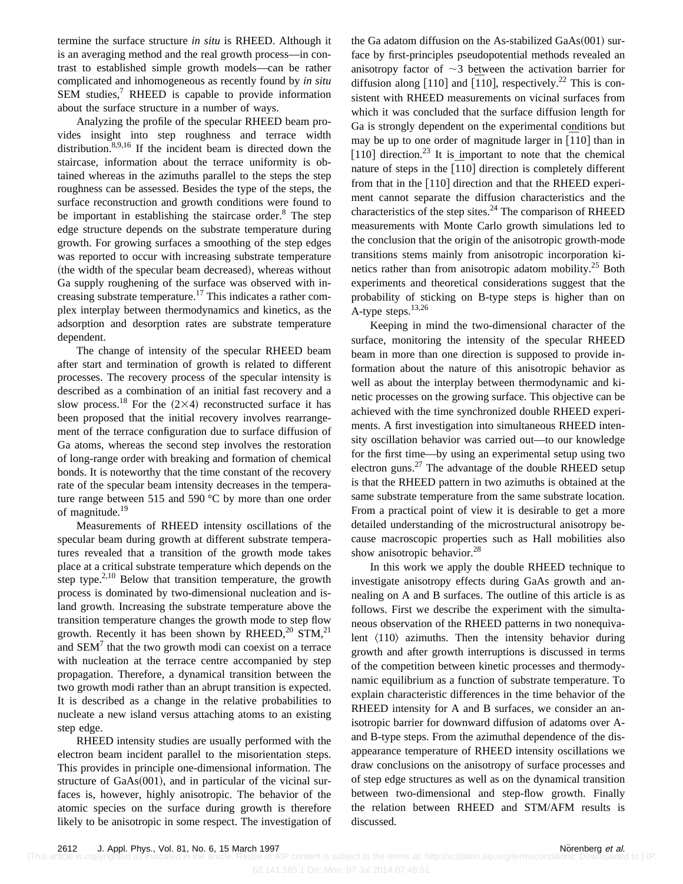termine the surface structure *in situ* is RHEED. Although it is an averaging method and the real growth process—in contrast to established simple growth models—can be rather complicated and inhomogeneous as recently found by *in situ* SEM studies,[7] RHEED is capable to provide information about the surface structure in a number of ways.

Analyzing the profile of the specular RHEED beam provides insight into step roughness and terrace width distribution.[8,9,16] If the incident beam is directed down the staircase, information about the terrace uniformity is obtained whereas in the azimuths parallel to the steps the step roughness can be assessed. Besides the type of the steps, the surface reconstruction and growth conditions were found to be important in establishing the staircase order.[8] The step edge structure depends on the substrate temperature during growth. For growing surfaces a smoothing of the step edges was reported to occur with increasing substrate temperature (the width of the specular beam decreased), whereas without Ga supply roughening of the surface was observed with increasing substrate temperature.[17] This indicates a rather complex interplay between thermodynamics and kinetics, as the adsorption and desorption rates are substrate temperature dependent.

The change of intensity of the specular RHEED beam after start and termination of growth is related to different processes. The recovery process of the specular intensity is described as a combination of an initial fast recovery and a slow process.[18] For the $(2\times4)$ reconstructed surface it has been proposed that the initial recovery involves rearrangement of the terrace configuration due to surface diffusion of Ga atoms, whereas the second step involves the restoration of long-range order with breaking and formation of chemical bonds. It is noteworthy that the time constant of the recovery rate of the specular beam intensity decreases in the temperature range between 515 and 590 °C by more than one order of magnitude.[19]

Measurements of RHEED intensity oscillations of the specular beam during growth at different substrate temperatures revealed that a transition of the growth mode takes place at a critical substrate temperature which depends on the step type.[2,10] Below that transition temperature, the growth process is dominated by two-dimensional nucleation and island growth. Increasing the substrate temperature above the transition temperature changes the growth mode to step flow growth. Recently it has been shown by RHEED,[20] STM,[21] and SEM[7] that the two growth modi can coexist on a terrace with nucleation at the terrace centre accompanied by step propagation. Therefore, a dynamical transition between the two growth modi rather than an abrupt transition is expected. It is described as a change in the relative probabilities to nucleate a new island versus attaching atoms to an existing step edge.

RHEED intensity studies are usually performed with the electron beam incident parallel to the misorientation steps. This provides in principle one-dimensional information. The structure of GaAs(001), and in particular of the vicinal surfaces is, however, highly anisotropic. The behavior of the atomic species on the surface during growth is therefore likely to be anisotropic in some respect. The investigation of the Ga adatom diffusion on the As-stabilized GaAs(001) surface by first-principles pseudopotential methods revealed an anisotropy factor of $\sim$3 between the activation barrier for diffusion along [110] and $[\bar{1}10]$, respectively.[22] This is consistent with RHEED measurements on vicinal surfaces from which it was concluded that the surface diffusion length for Ga is strongly dependent on the experimental conditions but may be up to one order of magnitude larger in $[\bar{1}10]$ than in [110] direction.[23] It is important to note that the chemical nature of steps in the $[\bar{1}10]$ direction is completely different from that in the [110] direction and that the RHEED experiment cannot separate the diffusion characteristics and the characteristics of the step sites.[24] The comparison of RHEED measurements with Monte Carlo growth simulations led to the conclusion that the origin of the anisotropic growth-mode transitions stems mainly from anisotropic incorporation kinetics rather than from anisotropic adatom mobility.[25] Both experiments and theoretical considerations suggest that the probability of sticking on B-type steps is higher than on A-type steps.[13,26]

Keeping in mind the two-dimensional character of the surface, monitoring the intensity of the specular RHEED beam in more than one direction is supposed to provide information about the nature of this anisotropic behavior as well as about the interplay between thermodynamic and kinetic processes on the growing surface. This objective can be achieved with the time synchronized double RHEED experiments. A first investigation into simultaneous RHEED intensity oscillation behavior was carried out—to our knowledge for the first time—by using an experimental setup using two electron guns.[27] The advantage of the double RHEED setup is that the RHEED pattern in two azimuths is obtained at the same substrate temperature from the same substrate location. From a practical point of view it is desirable to get a more detailed understanding of the microstructural anisotropy because macroscopic properties such as Hall mobilities also show anisotropic behavior.[28]

In this work we apply the double RHEED technique to investigate anisotropy effects during GaAs growth and annealing on A and B surfaces. The outline of this article is as follows. First we describe the experiment with the simultaneous observation of the RHEED patterns in two nonequivalent $\langle 110\rangle$ azimuths. Then the intensity behavior during growth and after growth interruptions is discussed in terms of the competition between kinetic processes and thermodynamic equilibrium as a function of substrate temperature. To explain characteristic differences in the time behavior of the RHEED intensity for A and B surfaces, we consider an anisotropic barrier for downward diffusion of adatoms over A- and B-type steps. From the azimuthal dependence of the disappearance temperature of RHEED intensity oscillations we draw conclusions on the anisotropy of surface processes and of step edge structures as well as on the dynamical transition between two-dimensional and step-flow growth. Finally the relation between RHEED and STM/AFM results is discussed.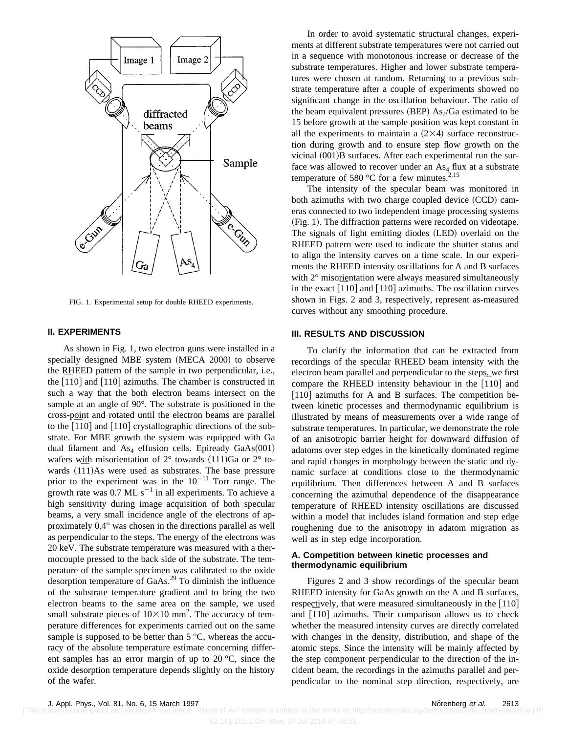FIG. 1. Experimental setup for double RHEED experiments.

## II. EXPERIMENTS

As shown in Fig. 1, two electron guns were installed in a specially designed MBE system (MECA 2000) to observe the RHEED pattern of the sample in two perpendicular, i.e., the [110] and [110] azimuths. The chamber is constructed in such a way that the both electron beams intersect on the sample at an angle of 90°. The substrate is positioned in the cross-point and rotated until the electron beams are parallel to the [110] and [110] crystallographic directions of the substrate. For MBE growth the system was equipped with Ga dual filament and $As_4$ effusion cells. Epiready GaAs(001) wafers with misorientation of 2° towards (111)Ga or 2° towards (111)As were used as substrates. The base pressure prior to the experiment was in the $10^{-11}$ Torr range. The growth rate was 0.7 ML $s^{-1}$ in all experiments. To achieve a high sensitivity during image acquisition of both specular beams, a very small incidence angle of the electrons of approximately 0.4° was chosen in the directions parallel as well as perpendicular to the steps. The energy of the electrons was 20 keV. The substrate temperature was measured with a thermocouple pressed to the back side of the substrate. The temperature of the sample specimen was calibrated to the oxide desorption temperature of GaAs.[29] To diminish the influence of the substrate temperature gradient and to bring the two electron beams to the same area on the sample, we used small substrate pieces of $10\times10$ mm$^2$. The accuracy of temperature differences for experiments carried out on the same sample is supposed to be better than 5 °C, whereas the accuracy of the absolute temperature estimate concerning different samples has an error margin of up to 20 °C, since the oxide desorption temperature depends slightly on the history of the wafer.

In order to avoid systematic structural changes, experiments at different substrate temperatures were not carried out in a sequence with monotonous increase or decrease of the substrate temperatures. Higher and lower substrate temperatures were chosen at random. Returning to a previous substrate temperature after a couple of experiments showed no significant change in the oscillation behaviour. The ratio of the beam equivalent pressures (BEP) $As_4$/Ga estimated to be 15 before growth at the sample position was kept constant in all the experiments to maintain a $(2\times4)$ surface reconstruction during growth and to ensure step flow growth on the vicinal (001)B surfaces. After each experimental run the surface was allowed to recover under an $As_4$ flux at a substrate temperature of 580 °C for a few minutes.[2,15]

The intensity of the specular beam was monitored in both azimuths with two charge coupled device (CCD) cameras connected to two independent image processing systems (Fig. 1). The diffraction patterns were recorded on videotape. The signals of light emitting diodes (LED) overlaid on the RHEED pattern were used to indicate the shutter status and to align the intensity curves on a time scale. In our experiments the RHEED intensity oscillations for A and B surfaces with 2° misorientation were always measured simultaneously in the exact [110] and [110] azimuths. The oscillation curves shown in Figs. 2 and 3, respectively, represent as-measured curves without any smoothing procedure.

## III. RESULTS AND DISCUSSION

To clarify the information that can be extracted from recordings of the specular RHEED beam intensity with the electron beam parallel and perpendicular to the steps, we first compare the RHEED intensity behaviour in the [110] and [110] azimuths for A and B surfaces. The competition between kinetic processes and thermodynamic equilibrium is illustrated by means of measurements over a wide range of substrate temperatures. In particular, we demonstrate the role of an anisotropic barrier height for downward diffusion of adatoms over step edges in the kinetically dominated regime and rapid changes in morphology between the static and dynamic surface at conditions close to the thermodynamic equilibrium. Then differences between A and B surfaces concerning the azimuthal dependence of the disappearance temperature of RHEED intensity oscillations are discussed within a model that includes island formation and step edge roughening due to the anisotropy in adatom migration as well as in step edge incorporation.

### A. Competition between kinetic processes and thermodynamic equilibrium

Figures 2 and 3 show recordings of the specular beam RHEED intensity for GaAs growth on the A and B surfaces, respectively, that were measured simultaneously in the [110] and [110] azimuths. Their comparison allows us to check whether the measured intensity curves are directly correlated with changes in the density, distribution, and shape of the atomic steps. Since the intensity will be mainly affected by the step component perpendicular to the direction of the incident beam, the recordings in the azimuths parallel and perpendicular to the nominal step direction, respectively, are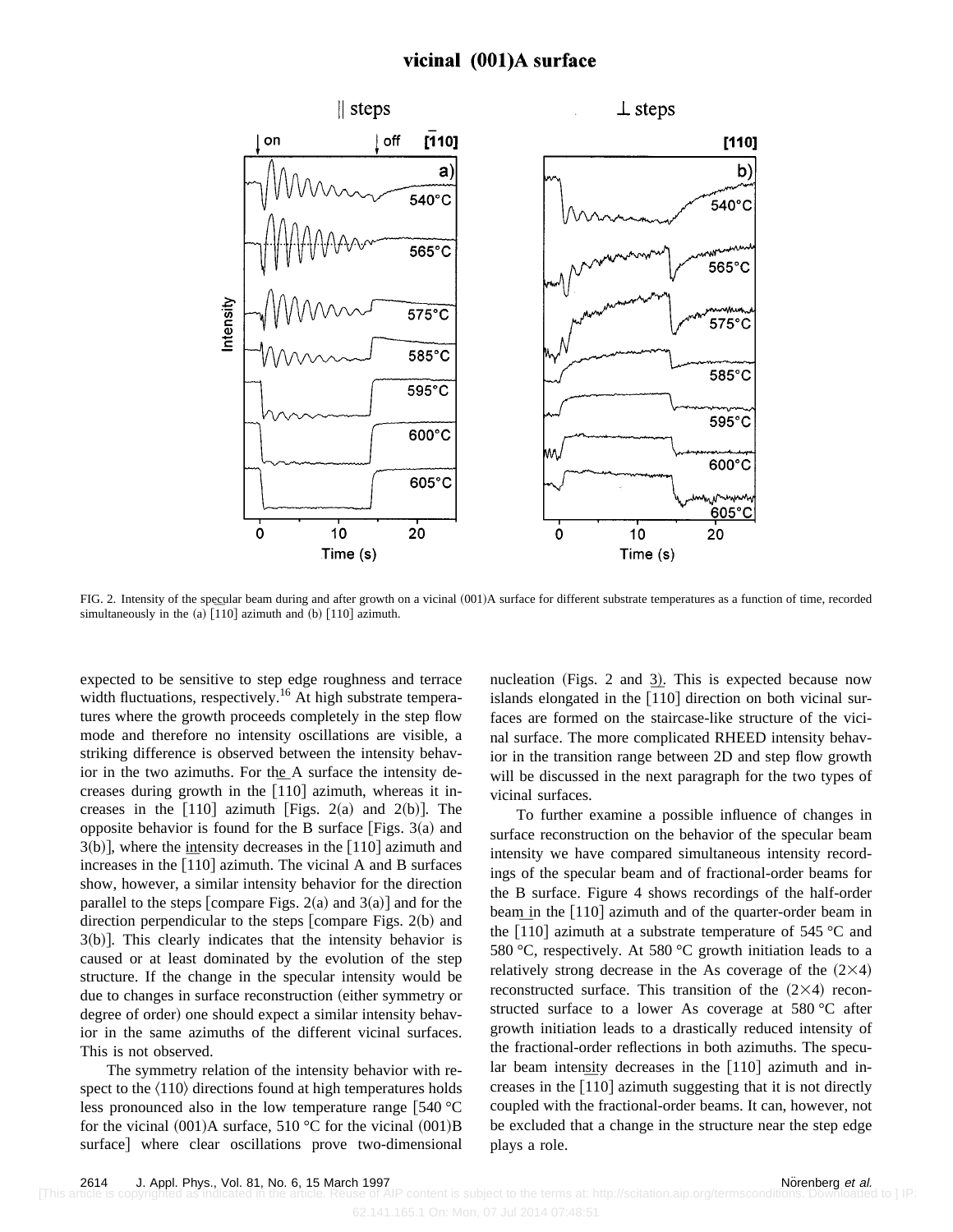FIG. 2. Intensity of the specular beam during and after growth on a vicinal (001)A surface for different substrate temperatures as a function of time, recorded simultaneously in the (a) [$\bar{1}$10] azimuth and (b) [110] azimuth.

expected to be sensitive to step edge roughness and terrace width fluctuations, respectively.[16] At high substrate temperatures where the growth proceeds completely in the step flow mode and therefore no intensity oscillations are visible, a striking difference is observed between the intensity behavior in the two azimuths. For the A surface the intensity decreases during growth in the [$\bar{1}$10] azimuth, whereas it increases in the [110] azimuth [Figs. 2(a) and 2(b)]. The opposite behavior is found for the B surface [Figs. 3(a) and 3(b)], where the intensity decreases in the [110] azimuth and increases in the [$\bar{1}$10] azimuth. The vicinal A and B surfaces show, however, a similar intensity behavior for the direction parallel to the steps [compare Figs. 2(a) and 3(a)] and for the direction perpendicular to the steps [compare Figs. 2(b) and 3(b)]. This clearly indicates that the intensity behavior is caused or at least dominated by the evolution of the step structure. If the change in the specular intensity would be due to changes in surface reconstruction (either symmetry or degree of order) one should expect a similar intensity behavior in the same azimuths of the different vicinal surfaces. This is not observed.

The symmetry relation of the intensity behavior with respect to the ⟨110⟩ directions found at high temperatures holds less pronounced also in the low temperature range [540 °C for the vicinal (001)A surface, 510 °C for the vicinal (001)B surface] where clear oscillations prove two-dimensional nucleation (Figs. 2 and 3). This is expected because now islands elongated in the [$\bar{1}$10] direction on both vicinal surfaces are formed on the staircase-like structure of the vicinal surface. The more complicated RHEED intensity behavior in the transition range between 2D and step flow growth will be discussed in the next paragraph for the two types of vicinal surfaces.

To further examine a possible influence of changes in surface reconstruction on the behavior of the specular beam intensity we have compared simultaneous intensity recordings of the specular beam and of fractional-order beams for the B surface. Figure 4 shows recordings of the half-order beam in the [$\bar{1}$10] azimuth and of the quarter-order beam in the [110] azimuth at a substrate temperature of 545 °C and 580 °C, respectively. At 580 °C growth initiation leads to a relatively strong decrease in the As coverage of the (2×4) reconstructed surface. This transition of the (2×4) reconstructed surface to a lower As coverage at 580 °C after growth initiation leads to a drastically reduced intensity of the fractional-order reflections in both azimuths. The specular beam intensity decreases in the [110] azimuth and increases in the [$\bar{1}$10] azimuth suggesting that it is not directly coupled with the fractional-order beams. It can, however, not be excluded that a change in the structure near the step edge plays a role.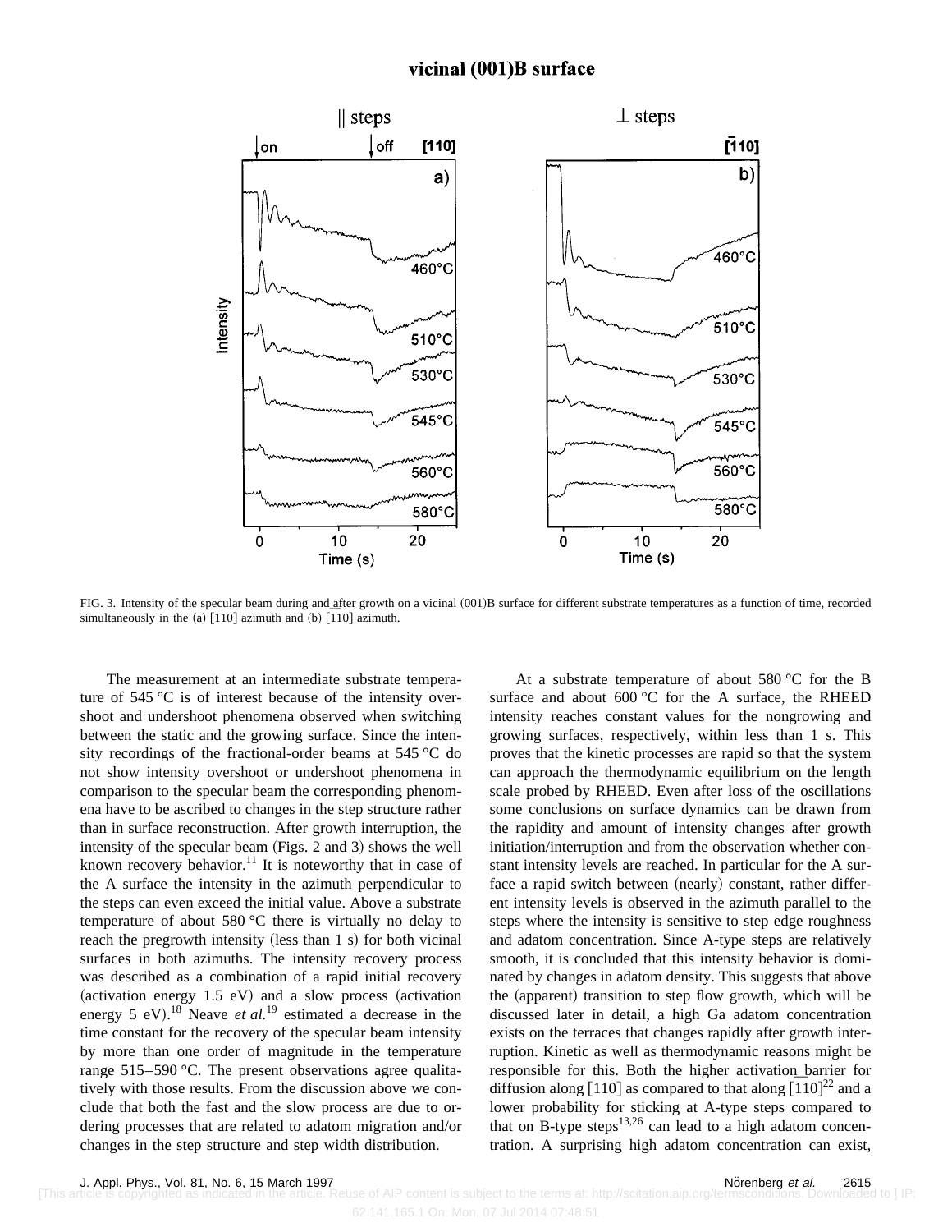FIG. 3. Intensity of the specular beam during and after growth on a vicinal (001)B surface for different substrate temperatures as a function of time, recorded simultaneously in the (a) [110] azimuth and (b) [$\bar{1}$10] azimuth.

The measurement at an intermediate substrate temperature of 545 °C is of interest because of the intensity overshoot and undershoot phenomena observed when switching between the static and the growing surface. Since the intensity recordings of the fractional-order beams at 545 °C do not show intensity overshoot or undershoot phenomena in comparison to the specular beam the corresponding phenomena have to be ascribed to changes in the step structure rather than in surface reconstruction. After growth interruption, the intensity of the specular beam (Figs. 2 and 3) shows the well known recovery behavior.[11] It is noteworthy that in case of the A surface the intensity in the azimuth perpendicular to the steps can even exceed the initial value. Above a substrate temperature of about 580 °C there is virtually no delay to reach the pregrowth intensity (less than 1 s) for both vicinal surfaces in both azimuths. The intensity recovery process was described as a combination of a rapid initial recovery (activation energy 1.5 eV) and a slow process (activation energy 5 eV).[18] Neave *et al.*[19] estimated a decrease in the time constant for the recovery of the specular beam intensity by more than one order of magnitude in the temperature range 515–590 °C. The present observations agree qualitatively with those results. From the discussion above we conclude that both the fast and the slow process are due to ordering processes that are related to adatom migration and/or changes in the step structure and step width distribution.

At a substrate temperature of about 580 °C for the B surface and about 600 °C for the A surface, the RHEED intensity reaches constant values for the nongrowing and growing surfaces, respectively, within less than 1 s. This proves that the kinetic processes are rapid so that the system can approach the thermodynamic equilibrium on the length scale probed by RHEED. Even after loss of the oscillations some conclusions on surface dynamics can be drawn from the rapidity and amount of intensity changes after growth initiation/interruption and from the observation whether constant intensity levels are reached. In particular for the A surface a rapid switch between (nearly) constant, rather different intensity levels is observed in the azimuth parallel to the steps where the intensity is sensitive to step edge roughness and adatom concentration. Since A-type steps are relatively smooth, it is concluded that this intensity behavior is dominated by changes in adatom density. This suggests that above the (apparent) transition to step flow growth, which will be discussed later in detail, a high Ga adatom concentration exists on the terraces that changes rapidly after growth interruption. Kinetic as well as thermodynamic reasons might be responsible for this. Both the higher activation barrier for diffusion along [110] as compared to that along [$\bar{1}$10][22] and a lower probability for sticking at A-type steps compared to that on B-type steps[13,26] can lead to a high adatom concentration. A surprising high adatom concentration can exist,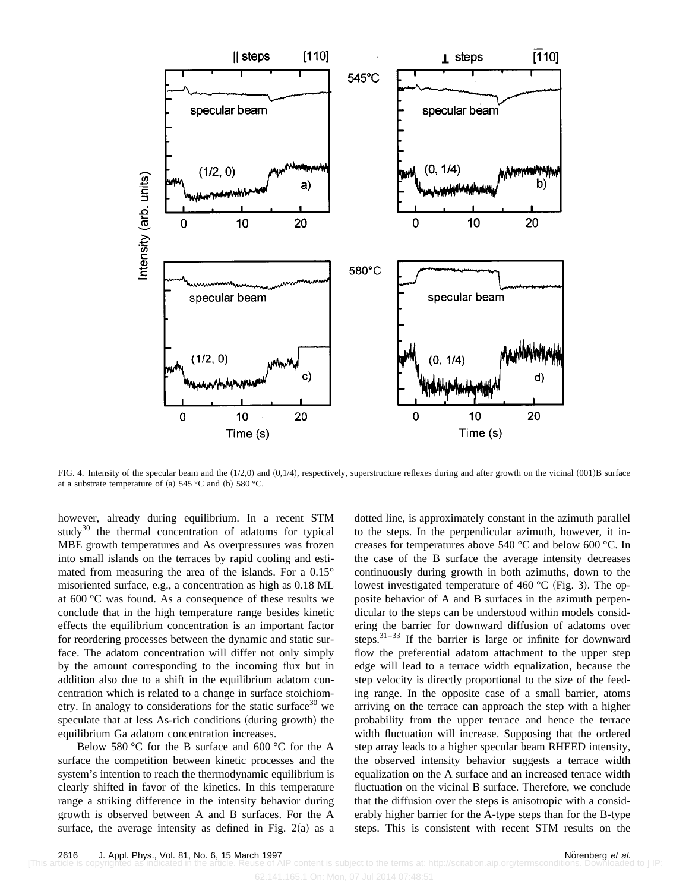FIG. 4. Intensity of the specular beam and the (1/2,0) and (0,1/4), respectively, superstructure reflexes during and after growth on the vicinal (001)B surface at a substrate temperature of (a) 545 °C and (b) 580 °C.

however, already during equilibrium. In a recent STM study[30] the thermal concentration of adatoms for typical MBE growth temperatures and As overpressures was frozen into small islands on the terraces by rapid cooling and estimated from measuring the area of the islands. For a 0.15° misoriented surface, e.g., a concentration as high as 0.18 ML at 600 °C was found. As a consequence of these results we conclude that in the high temperature range besides kinetic effects the equilibrium concentration is an important factor for reordering processes between the dynamic and static surface. The adatom concentration will differ not only simply by the amount corresponding to the incoming flux but in addition also due to a shift in the equilibrium adatom concentration which is related to a change in surface stoichiometry. In analogy to considerations for the static surface[30] we speculate that at less As-rich conditions (during growth) the equilibrium Ga adatom concentration increases.

Below 580 °C for the B surface and 600 °C for the A surface the competition between kinetic processes and the system's intention to reach the thermodynamic equilibrium is clearly shifted in favor of the kinetics. In this temperature range a striking difference in the intensity behavior during growth is observed between A and B surfaces. For the A surface, the average intensity as defined in Fig. 2(a) as a dotted line, is approximately constant in the azimuth parallel to the steps. In the perpendicular azimuth, however, it increases for temperatures above 540 °C and below 600 °C. In the case of the B surface the average intensity decreases continuously during growth in both azimuths, down to the lowest investigated temperature of 460 °C (Fig. 3). The opposite behavior of A and B surfaces in the azimuth perpendicular to the steps can be understood within models considering the barrier for downward diffusion of adatoms over steps.[31–33] If the barrier is large or infinite for downward flow the preferential adatom attachment to the upper step edge will lead to a terrace width equalization, because the step velocity is directly proportional to the size of the feeding range. In the opposite case of a small barrier, atoms arriving on the terrace can approach the step with a higher probability from the upper terrace and hence the terrace width fluctuation will increase. Supposing that the ordered step array leads to a higher specular beam RHEED intensity, the observed intensity behavior suggests a terrace width equalization on the A surface and an increased terrace width fluctuation on the vicinal B surface. Therefore, we conclude that the diffusion over the steps is anisotropic with a considerably higher barrier for the A-type steps than for the B-type steps. This is consistent with recent STM results on the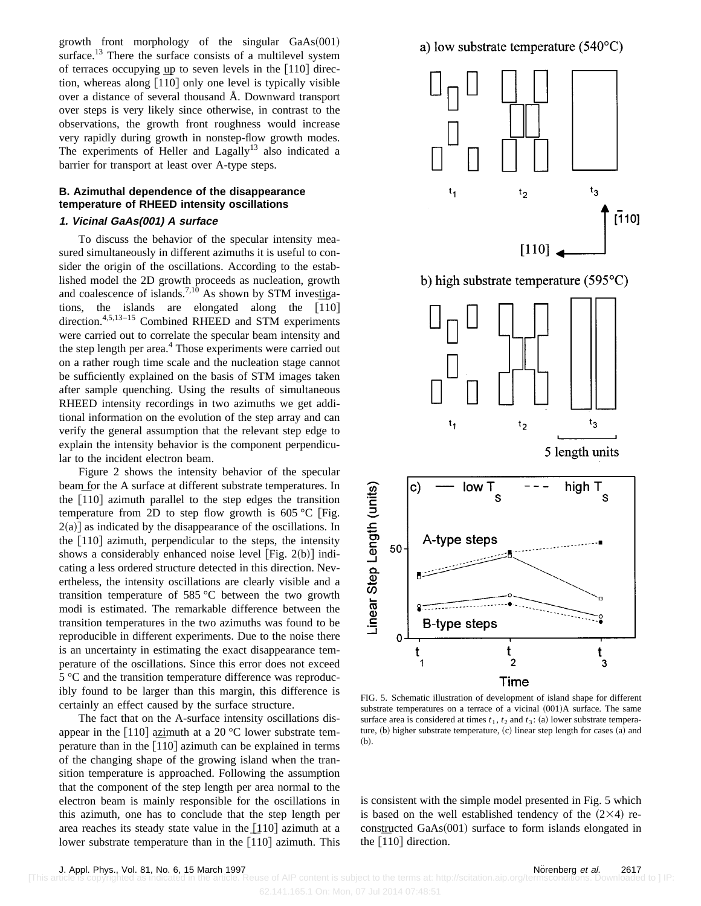growth front morphology of the singular GaAs(001) surface.[13] There the surface consists of a multilevel system of terraces occupying up to seven levels in the [1̄10] direction, whereas along [110] only one level is typically visible over a distance of several thousand Å. Downward transport over steps is very likely since otherwise, in contrast to the observations, the growth front roughness would increase very rapidly during growth in nonstep-flow growth modes. The experiments of Heller and Lagally[13] also indicated a barrier for transport at least over A-type steps.

### B. Azimuthal dependence of the disappearance temperature of RHEED intensity oscillations

#### 1. Vicinal GaAs(001) A surface

To discuss the behavior of the specular intensity measured simultaneously in different azimuths it is useful to consider the origin of the oscillations. According to the established model the 2D growth proceeds as nucleation, growth and coalescence of islands.[7,10] As shown by STM investigations, the islands are elongated along the [1̄10] direction.[4,5,13–15] Combined RHEED and STM experiments were carried out to correlate the specular beam intensity and the step length per area.[4] Those experiments were carried out on a rather rough time scale and the nucleation stage cannot be sufficiently explained on the basis of STM images taken after sample quenching. Using the results of simultaneous RHEED intensity recordings in two azimuths we get additional information on the evolution of the step array and can verify the general assumption that the relevant step edge to explain the intensity behavior is the component perpendicular to the incident electron beam.

Figure 2 shows the intensity behavior of the specular beam for the A surface at different substrate temperatures. In the [1̄10] azimuth parallel to the step edges the transition temperature from 2D to step flow growth is 605 °C [Fig. 2(a)] as indicated by the disappearance of the oscillations. In the [110] azimuth, perpendicular to the steps, the intensity shows a considerably enhanced noise level [Fig. 2(b)] indicating a less ordered structure detected in this direction. Nevertheless, the intensity oscillations are clearly visible and a transition temperature of 585 °C between the two growth modi is estimated. The remarkable difference between the transition temperatures in the two azimuths was found to be reproducible in different experiments. Due to the noise there is an uncertainty in estimating the exact disappearance temperature of the oscillations. Since this error does not exceed 5 °C and the transition temperature difference was reproducibly found to be larger than this margin, this difference is certainly an effect caused by the surface structure.

The fact that on the A-surface intensity oscillations disappear in the [110] azimuth at a 20 °C lower substrate temperature than in the [1̄10] azimuth can be explained in terms of the changing shape of the growing island when the transition temperature is approached. Following the assumption that the component of the step length per area normal to the electron beam is mainly responsible for the oscillations in this azimuth, one has to conclude that the step length per area reaches its steady state value in the [1̄10] azimuth at a lower substrate temperature than in the [110] azimuth. This is consistent with the simple model presented in Fig. 5 which is based on the well established tendency of the (2×4) reconstructed GaAs(001) surface to form islands elongated in the [1̄10] direction.

FIG. 5. Schematic illustration of development of island shape for different substrate temperatures on a terrace of a vicinal (001)A surface. The same surface area is considered at times $t_1$, $t_2$ and $t_3$: (a) lower substrate temperature, (b) higher substrate temperature, (c) linear step length for cases (a) and (b).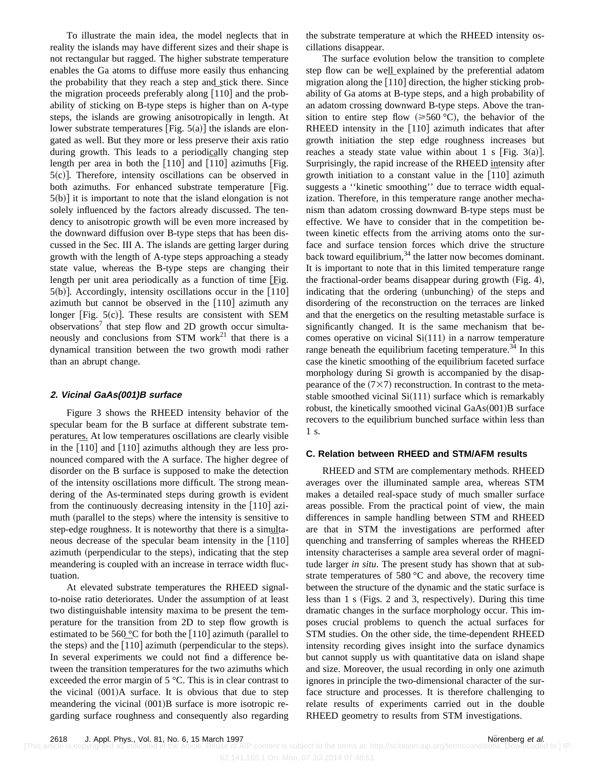To illustrate the main idea, the model neglects that in reality the islands may have different sizes and their shape is not rectangular but ragged. The higher substrate temperature enables the Ga atoms to diffuse more easily thus enhancing the probability that they reach a step and stick there. Since the migration proceeds preferably along [1̄10] and the probability of sticking on B-type steps is higher than on A-type steps, the islands are growing anisotropically in length. At lower substrate temperatures [Fig. 5(a)] the islands are elongated as well. But they more or less preserve their axis ratio during growth. This leads to a periodically changing step length per area in both the [110] and [1̄10] azimuths [Fig. 5(c)]. Therefore, intensity oscillations can be observed in both azimuths. For enhanced substrate temperature [Fig. 5(b)] it is important to note that the island elongation is not solely influenced by the factors already discussed. The tendency to anisotropic growth will be even more increased by the downward diffusion over B-type steps that has been discussed in the Sec. III A. The islands are getting larger during growth with the length of A-type steps approaching a steady state value, whereas the B-type steps are changing their length per unit area periodically as a function of time [Fig. 5(b)]. Accordingly, intensity oscillations occur in the [1̄10] azimuth but cannot be observed in the [110] azimuth any longer [Fig. 5(c)]. These results are consistent with SEM observations[7] that step flow and 2D growth occur simultaneously and conclusions from STM work[21] that there is a dynamical transition between the two growth modi rather than an abrupt change.

### 2. Vicinal GaAs(001)B surface

Figure 3 shows the RHEED intensity behavior of the specular beam for the B surface at different substrate temperatures. At low temperatures oscillations are clearly visible in the [110] and [1̄10] azimuths although they are less pronounced compared with the A surface. The higher degree of disorder on the B surface is supposed to make the detection of the intensity oscillations more difficult. The strong meandering of the As-terminated steps during growth is evident from the continuously decreasing intensity in the [110] azimuth (parallel to the steps) where the intensity is sensitive to step-edge roughness. It is noteworthy that there is a simultaneous decrease of the specular beam intensity in the [1̄10] azimuth (perpendicular to the steps), indicating that the step meandering is coupled with an increase in terrace width fluctuation.

At elevated substrate temperatures the RHEED signal-to-noise ratio deteriorates. Under the assumption of at least two distinguishable intensity maxima to be present the temperature for the transition from 2D to step flow growth is estimated to be 560 °C for both the [110] azimuth (parallel to the steps) and the [1̄10] azimuth (perpendicular to the steps). In several experiments we could not find a difference between the transition temperatures for the two azimuths which exceeded the error margin of 5 °C. This is in clear contrast to the vicinal (001)A surface. It is obvious that due to step meandering the vicinal (001)B surface is more isotropic regarding surface roughness and consequently also regarding the substrate temperature at which the RHEED intensity oscillations disappear.

The surface evolution below the transition to complete step flow can be well explained by the preferential adatom migration along the [1̄10] direction, the higher sticking probability of Ga atoms at B-type steps, and a high probability of an adatom crossing downward B-type steps. Above the transition to entire step flow (≥560 °C), the behavior of the RHEED intensity in the [110] azimuth indicates that after growth initiation the step edge roughness increases but reaches a steady state value within about 1 s [Fig. 3(a)]. Surprisingly, the rapid increase of the RHEED intensity after growth initiation to a constant value in the [1̄10] azimuth suggests a "kinetic smoothing" due to terrace width equalization. Therefore, in this temperature range another mechanism than adatom crossing downward B-type steps must be effective. We have to consider that in the competition between kinetic effects from the arriving atoms onto the surface and surface tension forces which drive the structure back toward equilibrium,[34] the latter now becomes dominant. It is important to note that in this limited temperature range the fractional-order beams disappear during growth (Fig. 4), indicating that the ordering (unbunching) of the steps and disordering of the reconstruction on the terraces are linked and that the energetics on the resulting metastable surface is significantly changed. It is the same mechanism that becomes operative on vicinal Si(111) in a narrow temperature range beneath the equilibrium faceting temperature.[34] In this case the kinetic smoothing of the equilibrium faceted surface morphology during Si growth is accompanied by the disappearance of the (7×7) reconstruction. In contrast to the metastable smoothed vicinal Si(111) surface which is remarkably robust, the kinetically smoothed vicinal GaAs(001)B surface recovers to the equilibrium bunched surface within less than 1 s.

## C. Relation between RHEED and STM/AFM results

RHEED and STM are complementary methods. RHEED averages over the illuminated sample area, whereas STM makes a detailed real-space study of much smaller surface areas possible. From the practical point of view, the main differences in sample handling between STM and RHEED are that in STM the investigations are performed after quenching and transferring of samples whereas the RHEED intensity characterises a sample area several order of magnitude larger *in situ*. The present study has shown that at substrate temperatures of 580 °C and above, the recovery time between the structure of the dynamic and the static surface is less than 1 s (Figs. 2 and 3, respectively). During this time dramatic changes in the surface morphology occur. This imposes crucial problems to quench the actual surfaces for STM studies. On the other side, the time-dependent RHEED intensity recording gives insight into the surface dynamics but cannot supply us with quantitative data on island shape and size. Moreover, the usual recording in only one azimuth ignores in principle the two-dimensional character of the surface structure and processes. It is therefore challenging to relate results of experiments carried out in the double RHEED geometry to results from STM investigations.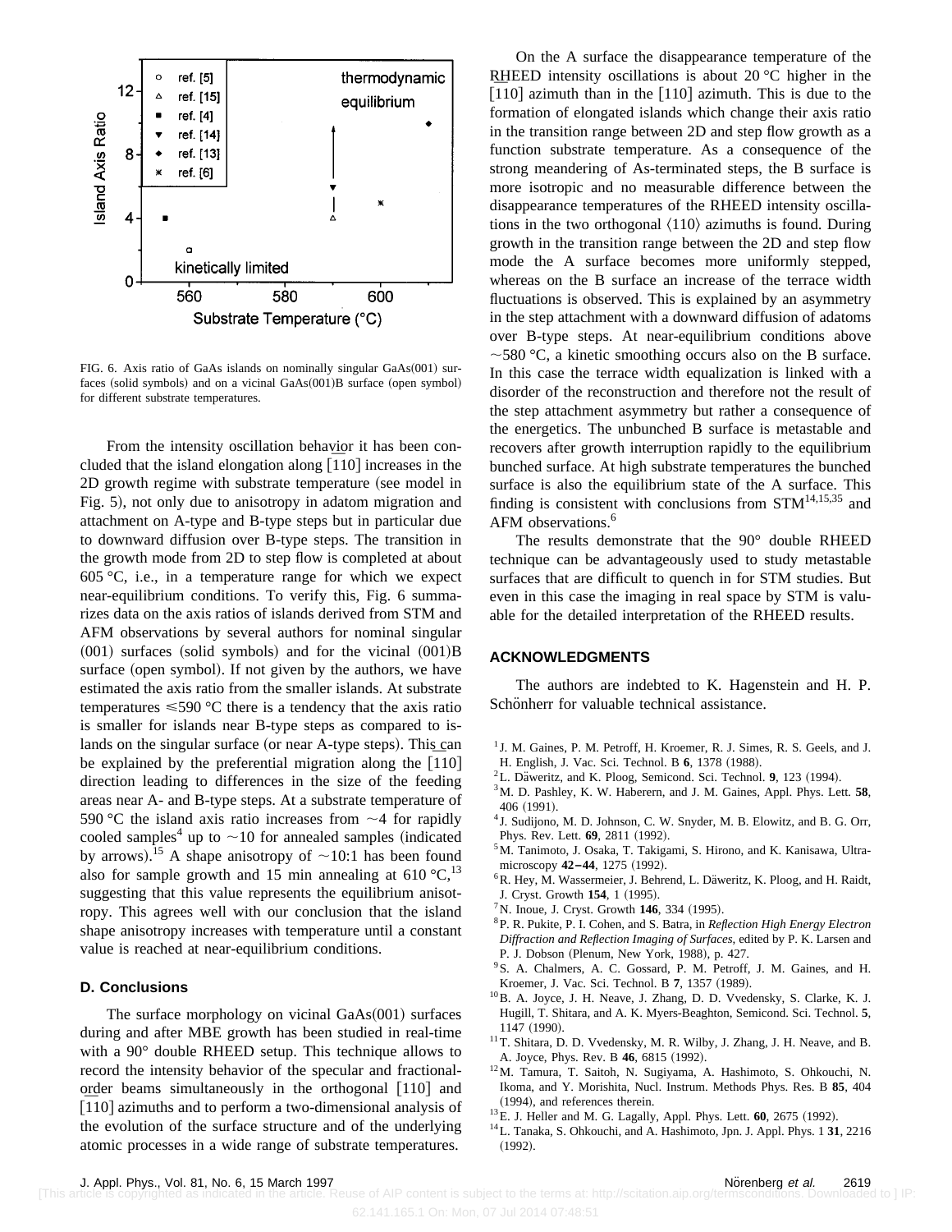FIG. 6. Axis ratio of GaAs islands on nominally singular GaAs(001) surfaces (solid symbols) and on a vicinal GaAs(001)B surface (open symbol) for different substrate temperatures.

From the intensity oscillation behavior it has been concluded that the island elongation along [$\bar{1}$10] increases in the 2D growth regime with substrate temperature (see model in Fig. 5), not only due to anisotropy in adatom migration and attachment on A-type and B-type steps but in particular due to downward diffusion over B-type steps. The transition in the growth mode from 2D to step flow is completed at about 605 °C, i.e., in a temperature range for which we expect near-equilibrium conditions. To verify this, Fig. 6 summarizes data on the axis ratios of islands derived from STM and AFM observations by several authors for nominal singular (001) surfaces (solid symbols) and for the vicinal (001)B surface (open symbol). If not given by the authors, we have estimated the axis ratio from the smaller islands. At substrate temperatures ≤590 °C there is a tendency that the axis ratio is smaller for islands near B-type steps as compared to islands on the singular surface (or near A-type steps). This can be explained by the preferential migration along the [$\bar{1}$10] direction leading to differences in the size of the feeding areas near A- and B-type steps. At a substrate temperature of 590 °C the island axis ratio increases from ~4 for rapidly cooled samples[4] up to ~10 for annealed samples (indicated by arrows).[15] A shape anisotropy of ~10:1 has been found also for sample growth and 15 min annealing at 610 °C,[13] suggesting that this value represents the equilibrium anisotropy. This agrees well with our conclusion that the island shape anisotropy increases with temperature until a constant value is reached at near-equilibrium conditions.

### D. Conclusions

The surface morphology on vicinal GaAs(001) surfaces during and after MBE growth has been studied in real-time with a 90° double RHEED setup. This technique allows to record the intensity behavior of the specular and fractional-order beams simultaneously in the orthogonal [110] and [$\bar{1}$10] azimuths and to perform a two-dimensional analysis of the evolution of the surface structure and of the underlying atomic processes in a wide range of substrate temperatures.

On the A surface the disappearance temperature of the RHEED intensity oscillations is about 20 °C higher in the [110] azimuth than in the [$\bar{1}$10] azimuth. This is due to the formation of elongated islands which change their axis ratio in the transition range between 2D and step flow growth as a function substrate temperature. As a consequence of the strong meandering of As-terminated steps, the B surface is more isotropic and no measurable difference between the disappearance temperatures of the RHEED intensity oscillations in the two orthogonal ⟨110⟩ azimuths is found. During growth in the transition range between the 2D and step flow mode the A surface becomes more uniformly stepped, whereas on the B surface an increase of the terrace width fluctuations is observed. This is explained by an asymmetry in the step attachment with a downward diffusion of adatoms over B-type steps. At near-equilibrium conditions above ~580 °C, a kinetic smoothing occurs also on the B surface. In this case the terrace width equalization is linked with a disorder of the reconstruction and therefore not the result of the step attachment asymmetry but rather a consequence of the energetics. The unbunched B surface is metastable and recovers after growth interruption rapidly to the equilibrium bunched surface. At high substrate temperatures the bunched surface is also the equilibrium state of the A surface. This finding is consistent with conclusions from STM[14,15,35] and AFM observations.[6]

The results demonstrate that the 90° double RHEED technique can be advantageously used to study metastable surfaces that are difficult to quench in for STM studies. But even in this case the imaging in real space by STM is valuable for the detailed interpretation of the RHEED results.

## ACKNOWLEDGMENTS

The authors are indebted to K. Hagenstein and H. P. Schönherr for valuable technical assistance.

[1] J. M. Gaines, P. M. Petroff, H. Kroemer, R. J. Simes, R. S. Geels, and J. H. English, J. Vac. Sci. Technol. B **6**, 1378 (1988).
[2] L. Däweritz, and K. Ploog, Semicond. Sci. Technol. **9**, 123 (1994).
[3] M. D. Pashley, K. W. Haberern, and J. M. Gaines, Appl. Phys. Lett. **58**, 406 (1991).
[4] J. Sudijono, M. D. Johnson, C. W. Snyder, M. B. Elowitz, and B. G. Orr, Phys. Rev. Lett. **69**, 2811 (1992).
[5] M. Tanimoto, J. Osaka, T. Takigami, S. Hirono, and K. Kanisawa, Ultramicroscopy **42–44**, 1275 (1992).
[6] R. Hey, M. Wassermeier, J. Behrend, L. Däweritz, K. Ploog, and H. Raidt, J. Cryst. Growth **154**, 1 (1995).
[7] N. Inoue, J. Cryst. Growth **146**, 334 (1995).
[8] P. R. Pukite, P. I. Cohen, and S. Batra, in *Reflection High Energy Electron Diffraction and Reflection Imaging of Surfaces*, edited by P. K. Larsen and P. J. Dobson (Plenum, New York, 1988), p. 427.
[9] S. A. Chalmers, A. C. Gossard, P. M. Petroff, J. M. Gaines, and H. Kroemer, J. Vac. Sci. Technol. B **7**, 1357 (1989).
[10] B. A. Joyce, J. H. Neave, J. Zhang, D. D. Vvedensky, S. Clarke, K. J. Hugill, T. Shitara, and A. K. Myers-Beaghton, Semicond. Sci. Technol. **5**, 1147 (1990).
[11] T. Shitara, D. D. Vvedensky, M. R. Wilby, J. Zhang, J. H. Neave, and B. A. Joyce, Phys. Rev. B **46**, 6815 (1992).
[12] M. Tamura, T. Saitoh, N. Sugiyama, A. Hashimoto, S. Ohkouchi, N. Ikoma, and Y. Morishita, Nucl. Instrum. Methods Phys. Res. B **85**, 404 (1994), and references therein.
[13] E. J. Heller and M. G. Lagally, Appl. Phys. Lett. **60**, 2675 (1992).
[14] L. Tanaka, S. Ohkouchi, and A. Hashimoto, Jpn. J. Appl. Phys. 1 **31**, 2216 (1992).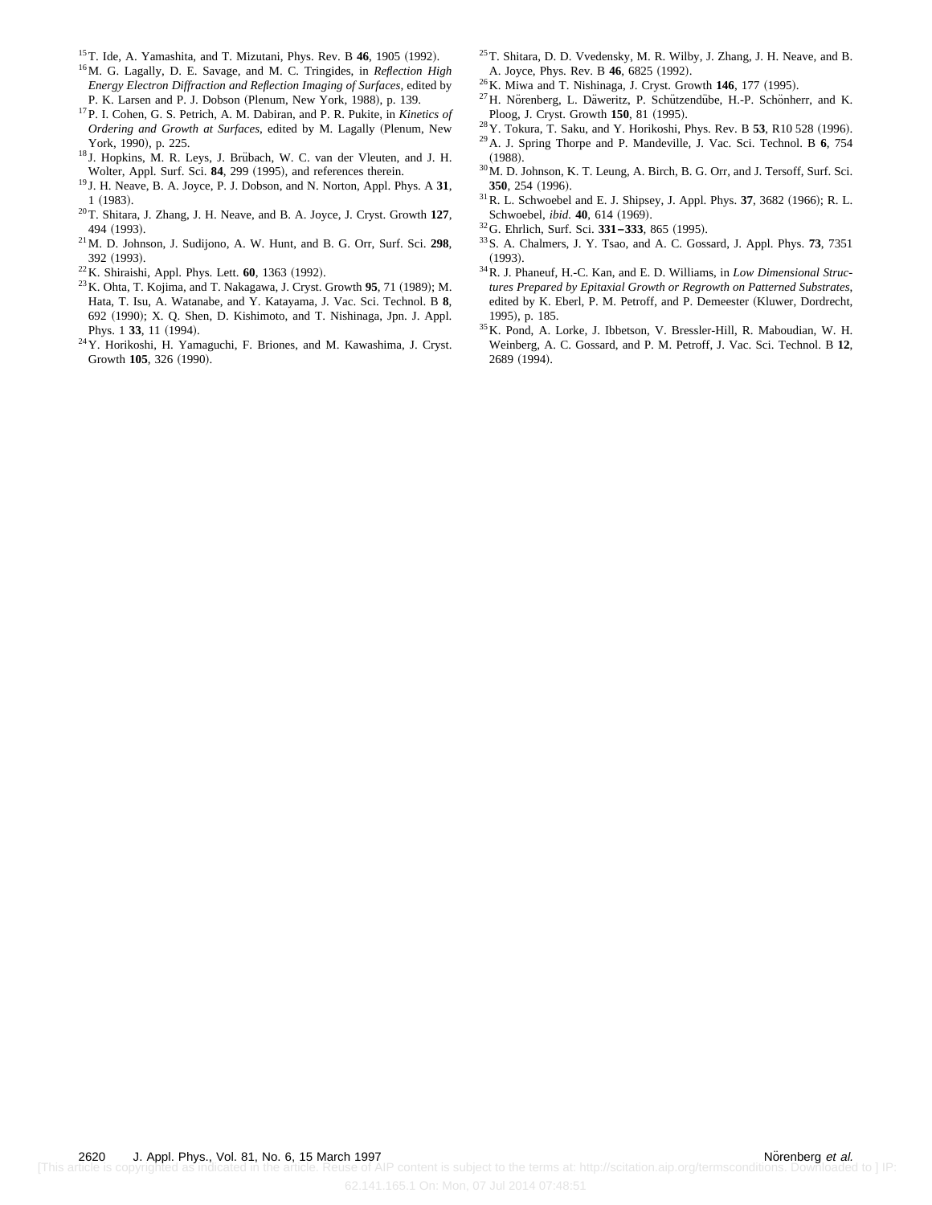[15] T. Ide, A. Yamashita, and T. Mizutani, Phys. Rev. B **46**, 1905 (1992).

[16] M. G. Lagally, D. E. Savage, and M. C. Tringides, in *Reflection High Energy Electron Diffraction and Reflection Imaging of Surfaces*, edited by P. K. Larsen and P. J. Dobson (Plenum, New York, 1988), p. 139.

[17] P. I. Cohen, G. S. Petrich, A. M. Dabiran, and P. R. Pukite, in *Kinetics of Ordering and Growth at Surfaces*, edited by M. Lagally (Plenum, New York, 1990), p. 225.

[18] J. Hopkins, M. R. Leys, J. Brübach, W. C. van der Vleuten, and J. H. Wolter, Appl. Surf. Sci. **84**, 299 (1995), and references therein.

[19] J. H. Neave, B. A. Joyce, P. J. Dobson, and N. Norton, Appl. Phys. A **31**, 1 (1983).

[20] T. Shitara, J. Zhang, J. H. Neave, and B. A. Joyce, J. Cryst. Growth **127**, 494 (1993).

[21] M. D. Johnson, J. Sudijono, A. W. Hunt, and B. G. Orr, Surf. Sci. **298**, 392 (1993).

[22] K. Shiraishi, Appl. Phys. Lett. **60**, 1363 (1992).

[23] K. Ohta, T. Kojima, and T. Nakagawa, J. Cryst. Growth **95**, 71 (1989); M. Hata, T. Isu, A. Watanabe, and Y. Katayama, J. Vac. Sci. Technol. B **8**, 692 (1990); X. Q. Shen, D. Kishimoto, and T. Nishinaga, Jpn. J. Appl. Phys. 1 **33**, 11 (1994).

[24] Y. Horikoshi, H. Yamaguchi, F. Briones, and M. Kawashima, J. Cryst. Growth **105**, 326 (1990).

[25] T. Shitara, D. D. Vvedensky, M. R. Wilby, J. Zhang, J. H. Neave, and B. A. Joyce, Phys. Rev. B **46**, 6825 (1992).

[26] K. Miwa and T. Nishinaga, J. Cryst. Growth **146**, 177 (1995).

[27] H. Nörenberg, L. Däweritz, P. Schützendübe, H.-P. Schönherr, and K. Ploog, J. Cryst. Growth **150**, 81 (1995).

[28] Y. Tokura, T. Saku, and Y. Horikoshi, Phys. Rev. B **53**, R10 528 (1996).

[29] A. J. Spring Thorpe and P. Mandeville, J. Vac. Sci. Technol. B **6**, 754 (1988).

[30] M. D. Johnson, K. T. Leung, A. Birch, B. G. Orr, and J. Tersoff, Surf. Sci. **350**, 254 (1996).

[31] R. L. Schwoebel and E. J. Shipsey, J. Appl. Phys. **37**, 3682 (1966); R. L. Schwoebel, *ibid.* **40**, 614 (1969).

[32] G. Ehrlich, Surf. Sci. **331–333**, 865 (1995).

[33] S. A. Chalmers, J. Y. Tsao, and A. C. Gossard, J. Appl. Phys. **73**, 7351 (1993).

[34] R. J. Phaneuf, H.-C. Kan, and E. D. Williams, in *Low Dimensional Structures Prepared by Epitaxial Growth or Regrowth on Patterned Substrates*, edited by K. Eberl, P. M. Petroff, and P. Demeester (Kluwer, Dordrecht, 1995), p. 185.

[35] K. Pond, A. Lorke, J. Ibbetson, V. Bressler-Hill, R. Maboudian, W. H. Weinberg, A. C. Gossard, and P. M. Petroff, J. Vac. Sci. Technol. B **12**, 2689 (1994).